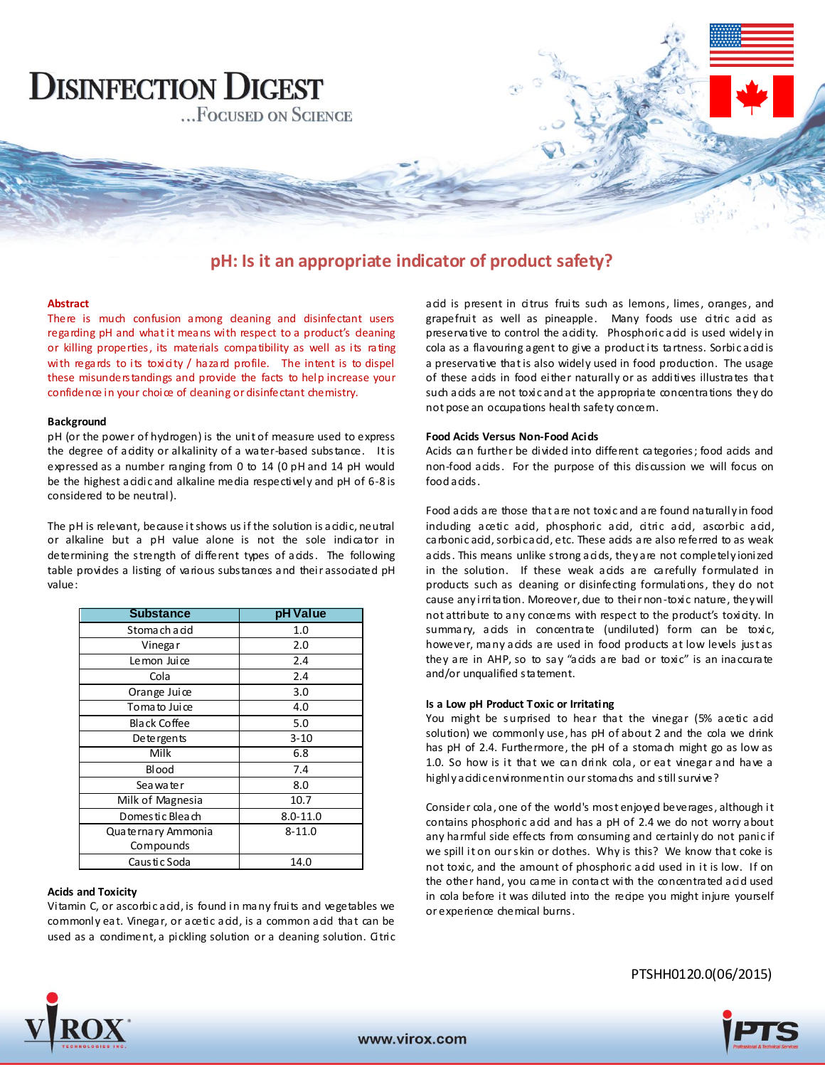# Disinfection Digest

...Focused on Science

## pH: Is it an appropriate indicator of product safety?

### Abstract

There is much confusion among cleaning and disinfectant users regarding pH and what it means with respect to a product's cleaning or killing properties, its materials compatibility as well as its rating with regards to its toxicity / hazard profile. The intent is to dispel these misunderstandings and provide the facts to help increase your confidence in your choice of cleaning or disinfectant chemistry.

### Background

pH (or the power of hydrogen) is the unit of measure used to express the degree of acidity or alkalinity of a water-based substance. It is expressed as a number ranging from 0 to 14 (0 pH and 14 pH would be the highest acidic and alkaline media respectively and pH of 6-8 is considered to be neutral).

The pH is relevant, because it shows us if the solution is acidic, neutral or alkaline but a pH value alone is not the sole indicator in determining the strength of different types of acids. The following table provides a listing of various substances and their associated pH value:

| Substance | pH Value |
|---|---|
| Stomach acid | 1.0 |
| Vinegar | 2.0 |
| Lemon Juice | 2.4 |
| Cola | 2.4 |
| Orange Juice | 3.0 |
| Tomato Juice | 4.0 |
| Black Coffee | 5.0 |
| Detergents | 3-10 |
| Milk | 6.8 |
| Blood | 7.4 |
| Sea water | 8.0 |
| Milk of Magnesia | 10.7 |
| Domestic Bleach | 8.0-11.0 |
| Quaternary Ammonia Compounds | 8-11.0 |
| Caustic Soda | 14.0 |

### Acids and Toxicity

Vitamin C, or ascorbic acid, is found in many fruits and vegetables we commonly eat. Vinegar, or acetic acid, is a common acid that can be used as a condiment, a pickling solution or a cleaning solution. Citric acid is present in citrus fruits such as lemons, limes, oranges, and grapefruit as well as pineapple. Many foods use citric acid as preservative to control the acidity. Phosphoric acid is used widely in cola as a flavouring agent to give a product its tartness. Sorbic acid is a preservative that is also widely used in food production. The usage of these acids in food either naturally or as additives illustrates that such acids are not toxic and at the appropriate concentrations they do not pose an occupations health safety concern.

### Food Acids Versus Non-Food Acids

Acids can further be divided into different categories; food acids and non-food acids. For the purpose of this discussion we will focus on food acids.

Food acids are those that are not toxic and are found naturally in food including acetic acid, phosphoric acid, citric acid, ascorbic acid, carbonic acid, sorbic acid, etc. These acids are also referred to as weak acids. This means unlike strong acids, they are not completely ionized in the solution. If these weak acids are carefully formulated in products such as cleaning or disinfecting formulations, they do not cause any irritation. Moreover, due to their non-toxic nature, they will not attribute to any concerns with respect to the product's toxicity. In summary, acids in concentrate (undiluted) form can be toxic, however, many acids are used in food products at low levels just as they are in AHP, so to say "acids are bad or toxic" is an inaccurate and/or unqualified statement.

### Is a Low pH Product Toxic or Irritating

You might be surprised to hear that the vinegar (5% acetic acid solution) we commonly use, has pH of about 2 and the cola we drink has pH of 2.4. Furthermore, the pH of a stomach might go as low as 1.0. So how is it that we can drink cola, or eat vinegar and have a highly acidic environment in our stomachs and still survive?

Consider cola, one of the world's most enjoyed beverages, although it contains phosphoric acid and has a pH of 2.4 we do not worry about any harmful side effects from consuming and certainly do not panic if we spill it on our skin or clothes. Why is this? We know that coke is not toxic, and the amount of phosphoric acid used in it is low. If on the other hand, you came in contact with the concentrated acid used in cola before it was diluted into the recipe you might injure yourself or experience chemical burns.

PTSHH0120.0(06/2015)

www.virox.com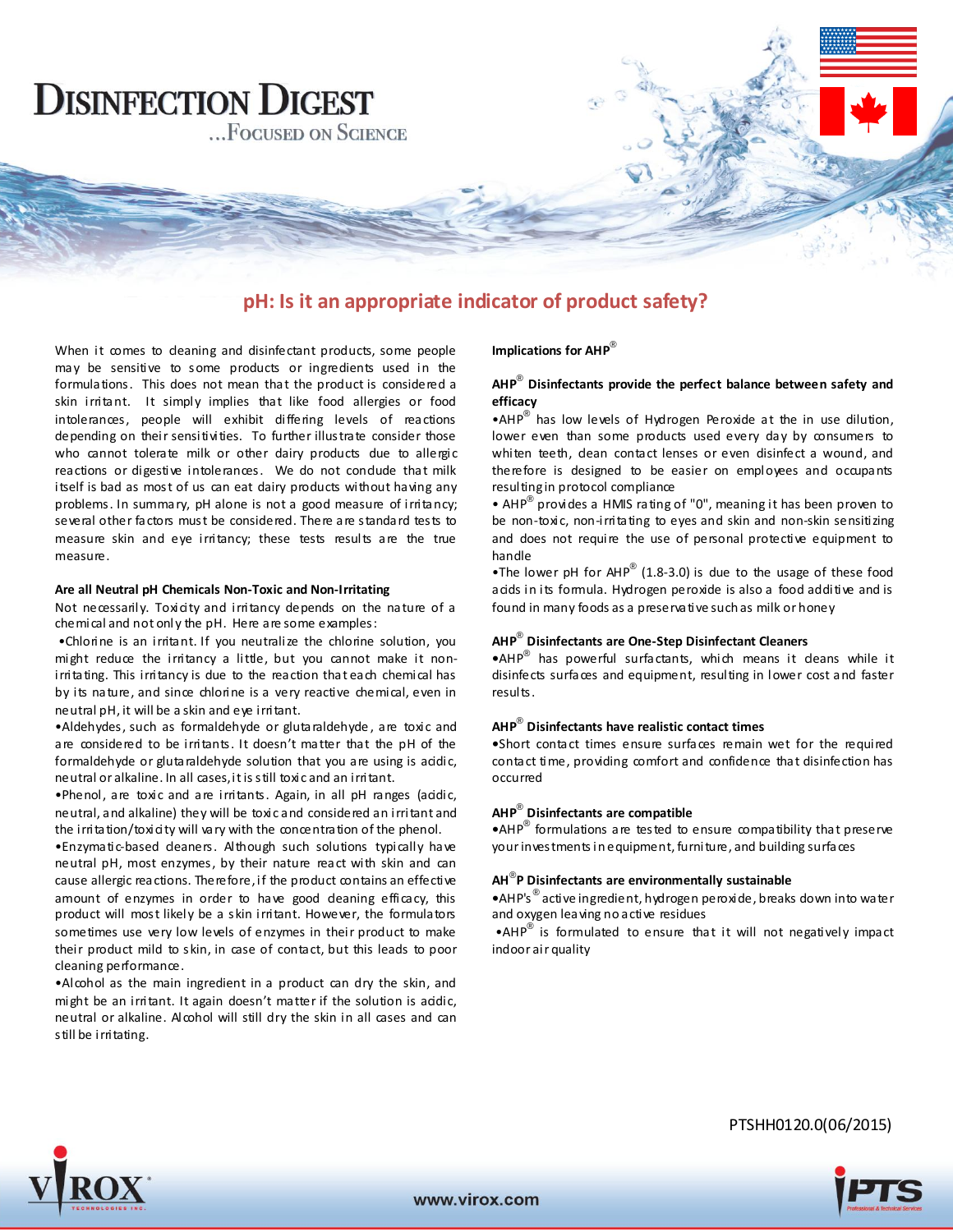# Disinfection Digest

...Focused on Science

## pH: Is it an appropriate indicator of product safety?

When it comes to cleaning and disinfectant products, some people may be sensitive to some products or ingredients used in the formulations. This does not mean that the product is considered a skin irritant. It simply implies that like food allergies or food intolerances, people will exhibit differing levels of reactions depending on their sensitivities. To further illustrate consider those who cannot tolerate milk or other dairy products due to allergic reactions or digestive intolerances. We do not conclude that milk itself is bad as most of us can eat dairy products without having any problems. In summary, pH alone is not a good measure of irritancy; several other factors must be considered. There are standard tests to measure skin and eye irritancy; these tests results are the true measure.

**Are all Neutral pH Chemicals Non-Toxic and Non-Irritating**

Not necessarily. Toxicity and irritancy depends on the nature of a chemical and not only the pH. Here are some examples:

- Chlorine is an irritant. If you neutralize the chlorine solution, you might reduce the irritancy a little, but you cannot make it non-irritating. This irritancy is due to the reaction that each chemical has by its nature, and since chlorine is a very reactive chemical, even in neutral pH, it will be a skin and eye irritant.
- Aldehydes, such as formaldehyde or glutaraldehyde, are toxic and are considered to be irritants. It doesn't matter that the pH of the formaldehyde or glutaraldehyde solution that you are using is acidic, neutral or alkaline. In all cases, it is still toxic and an irritant.
- Phenol, are toxic and are irritants. Again, in all pH ranges (acidic, neutral, and alkaline) they will be toxic and considered an irritant and the irritation/toxicity will vary with the concentration of the phenol.
- Enzymatic-based cleaners. Although such solutions typically have neutral pH, most enzymes, by their nature react with skin and can cause allergic reactions. Therefore, if the product contains an effective amount of enzymes in order to have good cleaning efficacy, this product will most likely be a skin irritant. However, the formulators sometimes use very low levels of enzymes in their product to make their product mild to skin, in case of contact, but this leads to poor cleaning performance.
- Alcohol as the main ingredient in a product can dry the skin, and might be an irritant. It again doesn't matter if the solution is acidic, neutral or alkaline. Alcohol will still dry the skin in all cases and can still be irritating.

**Implications for AHP®**

**AHP® Disinfectants provide the perfect balance between safety and efficacy**

- AHP® has low levels of Hydrogen Peroxide at the in use dilution, lower even than some products used every day by consumers to whiten teeth, clean contact lenses or even disinfect a wound, and therefore is designed to be easier on employees and occupants resulting in protocol compliance
- AHP® provides a HMIS rating of "0", meaning it has been proven to be non-toxic, non-irritating to eyes and skin and non-skin sensitizing and does not require the use of personal protective equipment to handle
- The lower pH for AHP® (1.8-3.0) is due to the usage of these food acids in its formula. Hydrogen peroxide is also a food additive and is found in many foods as a preservative such as milk or honey

**AHP® Disinfectants are One-Step Disinfectant Cleaners**

- AHP® has powerful surfactants, which means it cleans while it disinfects surfaces and equipment, resulting in lower cost and faster results.

**AHP® Disinfectants have realistic contact times**

- Short contact times ensure surfaces remain wet for the required contact time, providing comfort and confidence that disinfection has occurred

**AHP® Disinfectants are compatible**

- AHP® formulations are tested to ensure compatibility that preserve your investments in equipment, furniture, and building surfaces

**AH®P Disinfectants are environmentally sustainable**

- AHP's® active ingredient, hydrogen peroxide, breaks down into water and oxygen leaving no active residues
- AHP® is formulated to ensure that it will not negatively impact indoor air quality

PTSHH0120.0(06/2015)

www.virox.com